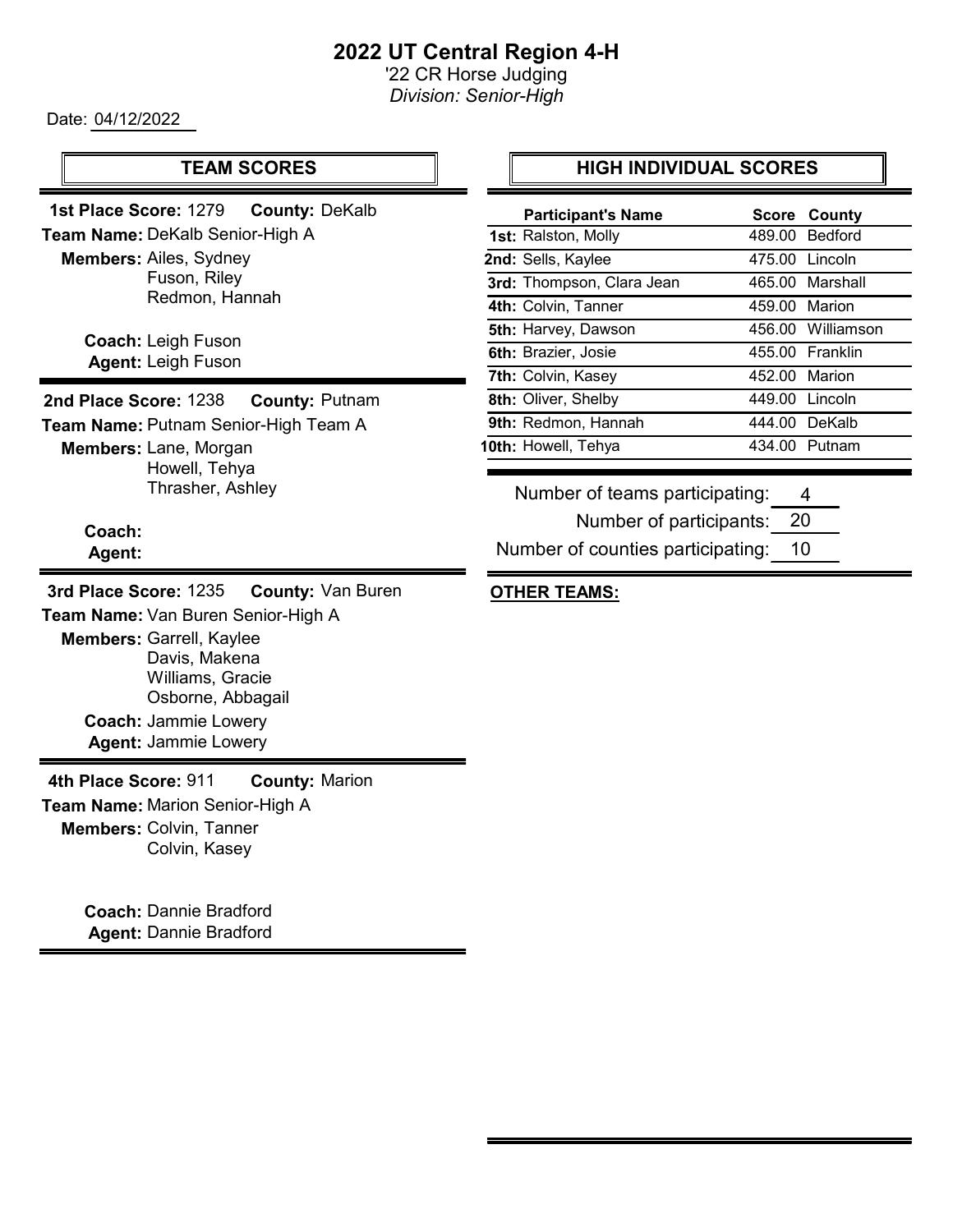# 2022 UT Central Region 4-H

'22 CR Horse Judging

*Division: Senior-High*

Date: 04/12/2022

## TEAM SCORES

**1st Place Score:** 1279 **County:** DeKalb
**Team Name:** DeKalb Senior-High A
**Members:** Ailes, Sydney
Fuson, Riley
Redmon, Hannah

**Coach:** Leigh Fuson
**Agent:** Leigh Fuson

**2nd Place Score:** 1238 **County:** Putnam
**Team Name:** Putnam Senior-High Team A
**Members:** Lane, Morgan
Howell, Tehya
Thrasher, Ashley

**Coach:**
**Agent:**

**3rd Place Score:** 1235 **County:** Van Buren
**Team Name:** Van Buren Senior-High A
**Members:** Garrell, Kaylee
Davis, Makena
Williams, Gracie
Osborne, Abbagail
**Coach:** Jammie Lowery
**Agent:** Jammie Lowery

**4th Place Score:** 911 **County:** Marion
**Team Name:** Marion Senior-High A
**Members:** Colvin, Tanner
Colvin, Kasey

**Coach:** Dannie Bradford
**Agent:** Dannie Bradford

## HIGH INDIVIDUAL SCORES

| | Participant's Name | Score | County |
|---|---|---|---|
| 1st: | Ralston, Molly | 489.00 | Bedford |
| 2nd: | Sells, Kaylee | 475.00 | Lincoln |
| 3rd: | Thompson, Clara Jean | 465.00 | Marshall |
| 4th: | Colvin, Tanner | 459.00 | Marion |
| 5th: | Harvey, Dawson | 456.00 | Williamson |
| 6th: | Brazier, Josie | 455.00 | Franklin |
| 7th: | Colvin, Kasey | 452.00 | Marion |
| 8th: | Oliver, Shelby | 449.00 | Lincoln |
| 9th: | Redmon, Hannah | 444.00 | DeKalb |
| 10th: | Howell, Tehya | 434.00 | Putnam |

Number of teams participating: 4
Number of participants: 20
Number of counties participating: 10

**OTHER TEAMS:**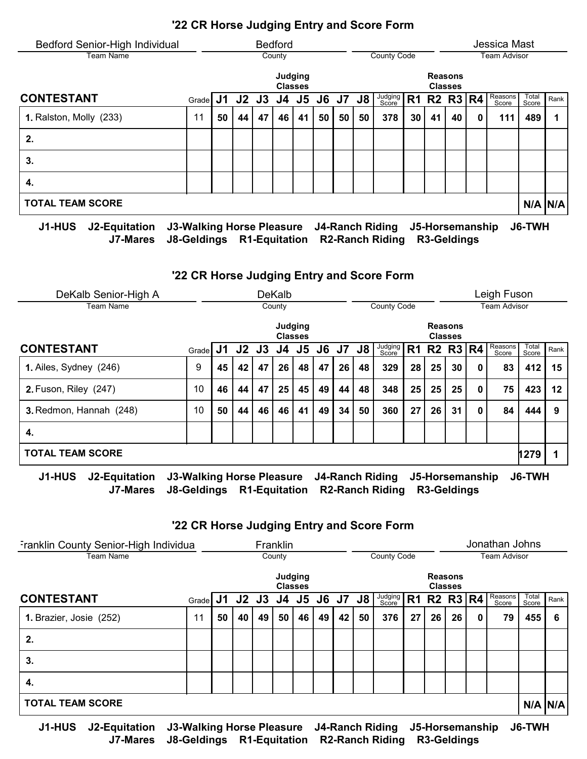## '22 CR Horse Judging Entry and Score Form

| Team Name | County | County Code | Team Advisor |
|---|---|---|---|
| Bedford Senior-High Individual | Bedford | | Jessica Mast |

| CONTESTANT | Grade | J1 | J2 | J3 | J4 | J5 | J6 | J7 | J8 | Judging Score | R1 | R2 | R3 | R4 | Reasons Score | Total Score | Rank |
|---|---|---|---|---|---|---|---|---|---|---|---|---|---|---|---|---|---|
| | | Judging Classes | | | | | | | | | Reasons Classes | | | | | | |
| 1. Ralston, Molly (233) | 11 | 50 | 44 | 47 | 46 | 41 | 50 | 50 | 50 | 378 | 30 | 41 | 40 | 0 | 111 | 489 | 1 |
| 2. | | | | | | | | | | | | | | | | | |
| 3. | | | | | | | | | | | | | | | | | |
| 4. | | | | | | | | | | | | | | | | | |
| TOTAL TEAM SCORE | | | | | | | | | | | | | | | | N/A | N/A |

**J1-HUS J2-Equitation J3-Walking Horse Pleasure J4-Ranch Riding J5-Horsemanship J6-TWH J7-Mares J8-Geldings R1-Equitation R2-Ranch Riding R3-Geldings**

## '22 CR Horse Judging Entry and Score Form

| Team Name | County | County Code | Team Advisor |
|---|---|---|---|
| DeKalb Senior-High A | DeKalb | | Leigh Fuson |

| CONTESTANT | Grade | J1 | J2 | J3 | J4 | J5 | J6 | J7 | J8 | Judging Score | R1 | R2 | R3 | R4 | Reasons Score | Total Score | Rank |
|---|---|---|---|---|---|---|---|---|---|---|---|---|---|---|---|---|---|
| | | Judging Classes | | | | | | | | | Reasons Classes | | | | | | |
| 1. Ailes, Sydney (246) | 9 | 45 | 42 | 47 | 26 | 48 | 47 | 26 | 48 | 329 | 28 | 25 | 30 | 0 | 83 | 412 | 15 |
| 2. Fuson, Riley (247) | 10 | 46 | 44 | 47 | 25 | 45 | 49 | 44 | 48 | 348 | 25 | 25 | 25 | 0 | 75 | 423 | 12 |
| 3. Redmon, Hannah (248) | 10 | 50 | 44 | 46 | 46 | 41 | 49 | 34 | 50 | 360 | 27 | 26 | 31 | 0 | 84 | 444 | 9 |
| 4. | | | | | | | | | | | | | | | | | |
| TOTAL TEAM SCORE | | | | | | | | | | | | | | | | 1279 | 1 |

**J1-HUS J2-Equitation J3-Walking Horse Pleasure J4-Ranch Riding J5-Horsemanship J6-TWH J7-Mares J8-Geldings R1-Equitation R2-Ranch Riding R3-Geldings**

## '22 CR Horse Judging Entry and Score Form

| Team Name | County | County Code | Team Advisor |
|---|---|---|---|
| Franklin County Senior-High Individua | Franklin | | Jonathan Johns |

| CONTESTANT | Grade | J1 | J2 | J3 | J4 | J5 | J6 | J7 | J8 | Judging Score | R1 | R2 | R3 | R4 | Reasons Score | Total Score | Rank |
|---|---|---|---|---|---|---|---|---|---|---|---|---|---|---|---|---|---|
| | | Judging Classes | | | | | | | | | Reasons Classes | | | | | | |
| 1. Brazier, Josie (252) | 11 | 50 | 40 | 49 | 50 | 46 | 49 | 42 | 50 | 376 | 27 | 26 | 26 | 0 | 79 | 455 | 6 |
| 2. | | | | | | | | | | | | | | | | | |
| 3. | | | | | | | | | | | | | | | | | |
| 4. | | | | | | | | | | | | | | | | | |
| TOTAL TEAM SCORE | | | | | | | | | | | | | | | | N/A | N/A |

**J1-HUS J2-Equitation J3-Walking Horse Pleasure J4-Ranch Riding J5-Horsemanship J6-TWH J7-Mares J8-Geldings R1-Equitation R2-Ranch Riding R3-Geldings**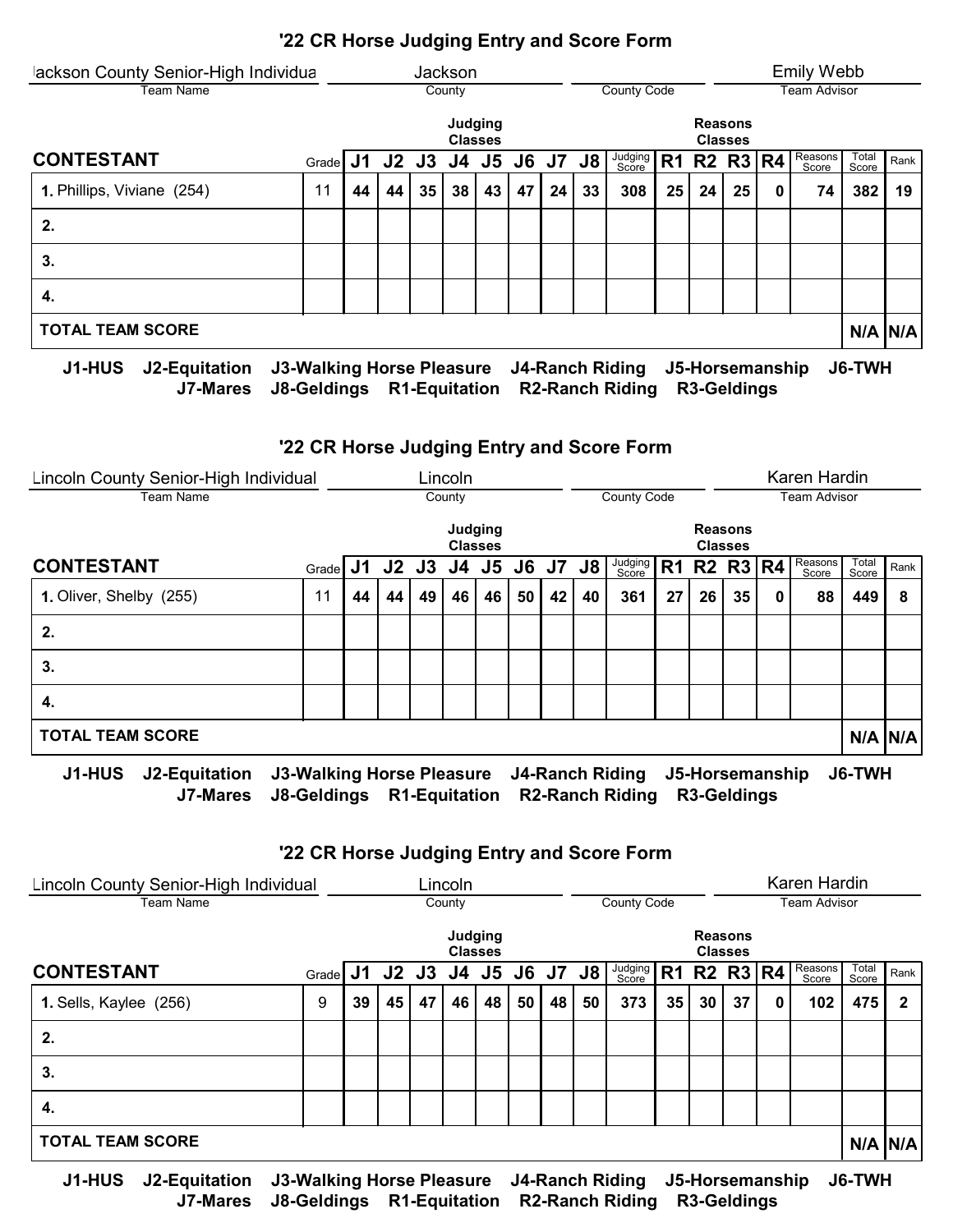## '22 CR Horse Judging Entry and Score Form

| Jackson County Senior-High Individual | Jackson | | Emily Webb |
|---|---|---|---|
| Team Name | County | County Code | Team Advisor |

| CONTESTANT | Grade | J1 | J2 | J3 | J4 | J5 | J6 | J7 | J8 | Judging Score | R1 | R2 | R3 | R4 | Reasons Score | Total Score | Rank |
|---|---|---|---|---|---|---|---|---|---|---|---|---|---|---|---|---|---|
| 1. Phillips, Viviane (254) | 11 | 44 | 44 | 35 | 38 | 43 | 47 | 24 | 33 | 308 | 25 | 24 | 25 | 0 | 74 | 382 | 19 |
| 2. | | | | | | | | | | | | | | | | | |
| 3. | | | | | | | | | | | | | | | | | |
| 4. | | | | | | | | | | | | | | | | | |
| TOTAL TEAM SCORE | | | | | | | | | | | | | | | | N/A | N/A |

**J1-HUS J2-Equitation J3-Walking Horse Pleasure J4-Ranch Riding J5-Horsemanship J6-TWH J7-Mares J8-Geldings R1-Equitation R2-Ranch Riding R3-Geldings**

## '22 CR Horse Judging Entry and Score Form

| Lincoln County Senior-High Individual | Lincoln | | Karen Hardin |
|---|---|---|---|
| Team Name | County | County Code | Team Advisor |

| CONTESTANT | Grade | J1 | J2 | J3 | J4 | J5 | J6 | J7 | J8 | Judging Score | R1 | R2 | R3 | R4 | Reasons Score | Total Score | Rank |
|---|---|---|---|---|---|---|---|---|---|---|---|---|---|---|---|---|---|
| 1. Oliver, Shelby (255) | 11 | 44 | 44 | 49 | 46 | 46 | 50 | 42 | 40 | 361 | 27 | 26 | 35 | 0 | 88 | 449 | 8 |
| 2. | | | | | | | | | | | | | | | | | |
| 3. | | | | | | | | | | | | | | | | | |
| 4. | | | | | | | | | | | | | | | | | |
| TOTAL TEAM SCORE | | | | | | | | | | | | | | | | N/A | N/A |

**J1-HUS J2-Equitation J3-Walking Horse Pleasure J4-Ranch Riding J5-Horsemanship J6-TWH J7-Mares J8-Geldings R1-Equitation R2-Ranch Riding R3-Geldings**

## '22 CR Horse Judging Entry and Score Form

| Lincoln County Senior-High Individual | Lincoln | | Karen Hardin |
|---|---|---|---|
| Team Name | County | County Code | Team Advisor |

| CONTESTANT | Grade | J1 | J2 | J3 | J4 | J5 | J6 | J7 | J8 | Judging Score | R1 | R2 | R3 | R4 | Reasons Score | Total Score | Rank |
|---|---|---|---|---|---|---|---|---|---|---|---|---|---|---|---|---|---|
| 1. Sells, Kaylee (256) | 9 | 39 | 45 | 47 | 46 | 48 | 50 | 48 | 50 | 373 | 35 | 30 | 37 | 0 | 102 | 475 | 2 |
| 2. | | | | | | | | | | | | | | | | | |
| 3. | | | | | | | | | | | | | | | | | |
| 4. | | | | | | | | | | | | | | | | | |
| TOTAL TEAM SCORE | | | | | | | | | | | | | | | | N/A | N/A |

**J1-HUS J2-Equitation J3-Walking Horse Pleasure J4-Ranch Riding J5-Horsemanship J6-TWH J7-Mares J8-Geldings R1-Equitation R2-Ranch Riding R3-Geldings**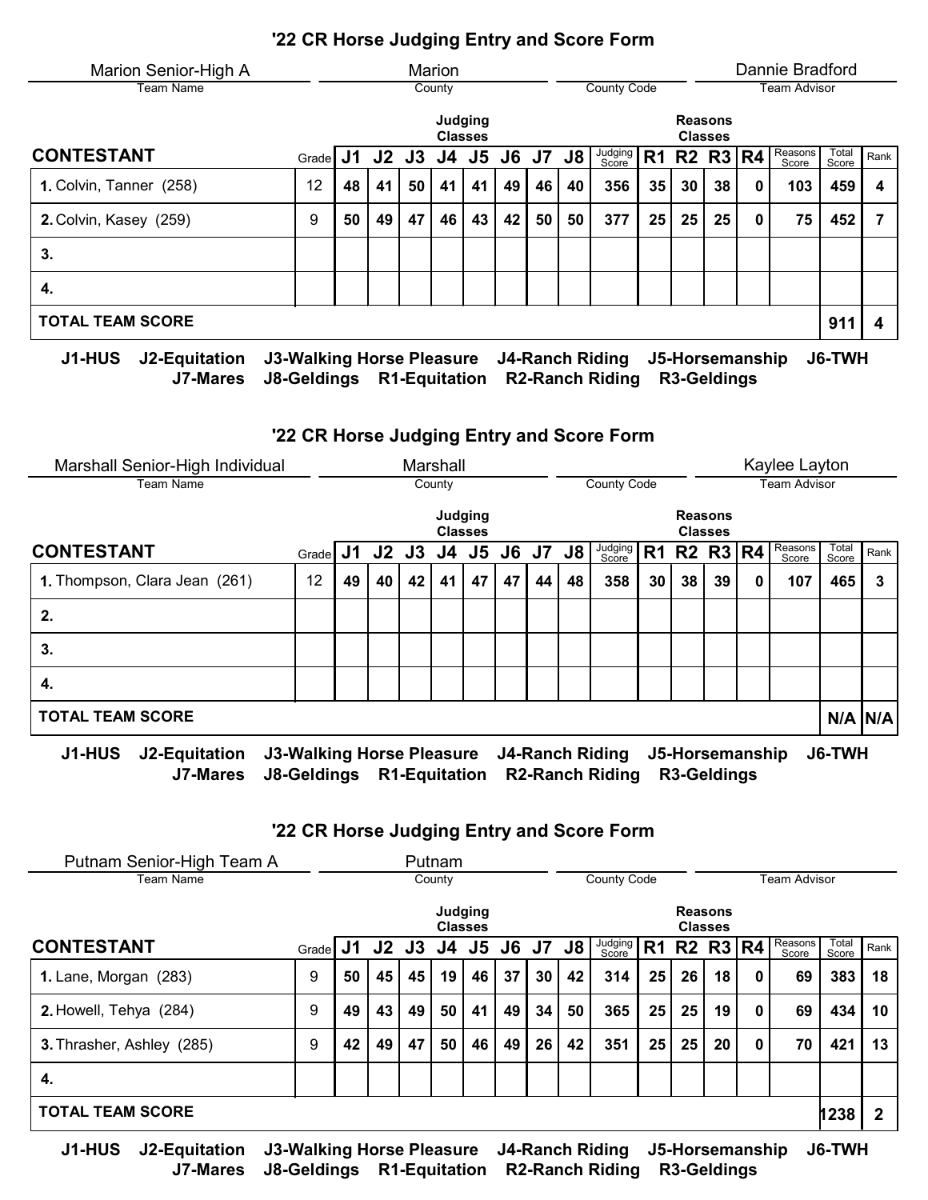## '22 CR Horse Judging Entry and Score Form

| Team Name | County | County Code | Team Advisor |
|---|---|---|---|
| Marion Senior-High A | Marion | | Dannie Bradford |

| CONTESTANT | Grade | J1 | J2 | J3 | J4 | J5 | J6 | J7 | J8 | Judging Score | R1 | R2 | R3 | R4 | Reasons Score | Total Score | Rank |
|---|---|---|---|---|---|---|---|---|---|---|---|---|---|---|---|---|---|
| | | Judging Classes | | | | | | | | | Reasons Classes | | | | | | |
| 1. Colvin, Tanner (258) | 12 | 48 | 41 | 50 | 41 | 41 | 49 | 46 | 40 | 356 | 35 | 30 | 38 | 0 | 103 | 459 | 4 |
| 2. Colvin, Kasey (259) | 9 | 50 | 49 | 47 | 46 | 43 | 42 | 50 | 50 | 377 | 25 | 25 | 25 | 0 | 75 | 452 | 7 |
| 3. | | | | | | | | | | | | | | | | | |
| 4. | | | | | | | | | | | | | | | | | |
| TOTAL TEAM SCORE | | | | | | | | | | | | | | | | 911 | 4 |

**J1-HUS J2-Equitation J3-Walking Horse Pleasure J4-Ranch Riding J5-Horsemanship J6-TWH J7-Mares J8-Geldings R1-Equitation R2-Ranch Riding R3-Geldings**

## '22 CR Horse Judging Entry and Score Form

| Team Name | County | County Code | Team Advisor |
|---|---|---|---|
| Marshall Senior-High Individual | Marshall | | Kaylee Layton |

| CONTESTANT | Grade | J1 | J2 | J3 | J4 | J5 | J6 | J7 | J8 | Judging Score | R1 | R2 | R3 | R4 | Reasons Score | Total Score | Rank |
|---|---|---|---|---|---|---|---|---|---|---|---|---|---|---|---|---|---|
| | | Judging Classes | | | | | | | | | Reasons Classes | | | | | | |
| 1. Thompson, Clara Jean (261) | 12 | 49 | 40 | 42 | 41 | 47 | 47 | 44 | 48 | 358 | 30 | 38 | 39 | 0 | 107 | 465 | 3 |
| 2. | | | | | | | | | | | | | | | | | |
| 3. | | | | | | | | | | | | | | | | | |
| 4. | | | | | | | | | | | | | | | | | |
| TOTAL TEAM SCORE | | | | | | | | | | | | | | | | N/A | N/A |

**J1-HUS J2-Equitation J3-Walking Horse Pleasure J4-Ranch Riding J5-Horsemanship J6-TWH J7-Mares J8-Geldings R1-Equitation R2-Ranch Riding R3-Geldings**

## '22 CR Horse Judging Entry and Score Form

| Team Name | County | County Code | Team Advisor |
|---|---|---|---|
| Putnam Senior-High Team A | Putnam | | |

| CONTESTANT | Grade | J1 | J2 | J3 | J4 | J5 | J6 | J7 | J8 | Judging Score | R1 | R2 | R3 | R4 | Reasons Score | Total Score | Rank |
|---|---|---|---|---|---|---|---|---|---|---|---|---|---|---|---|---|---|
| | | Judging Classes | | | | | | | | | Reasons Classes | | | | | | |
| 1. Lane, Morgan (283) | 9 | 50 | 45 | 45 | 19 | 46 | 37 | 30 | 42 | 314 | 25 | 26 | 18 | 0 | 69 | 383 | 18 |
| 2. Howell, Tehya (284) | 9 | 49 | 43 | 49 | 50 | 41 | 49 | 34 | 50 | 365 | 25 | 25 | 19 | 0 | 69 | 434 | 10 |
| 3. Thrasher, Ashley (285) | 9 | 42 | 49 | 47 | 50 | 46 | 49 | 26 | 42 | 351 | 25 | 25 | 20 | 0 | 70 | 421 | 13 |
| 4. | | | | | | | | | | | | | | | | | |
| TOTAL TEAM SCORE | | | | | | | | | | | | | | | | 1238 | 2 |

**J1-HUS J2-Equitation J3-Walking Horse Pleasure J4-Ranch Riding J5-Horsemanship J6-TWH J7-Mares J8-Geldings R1-Equitation R2-Ranch Riding R3-Geldings**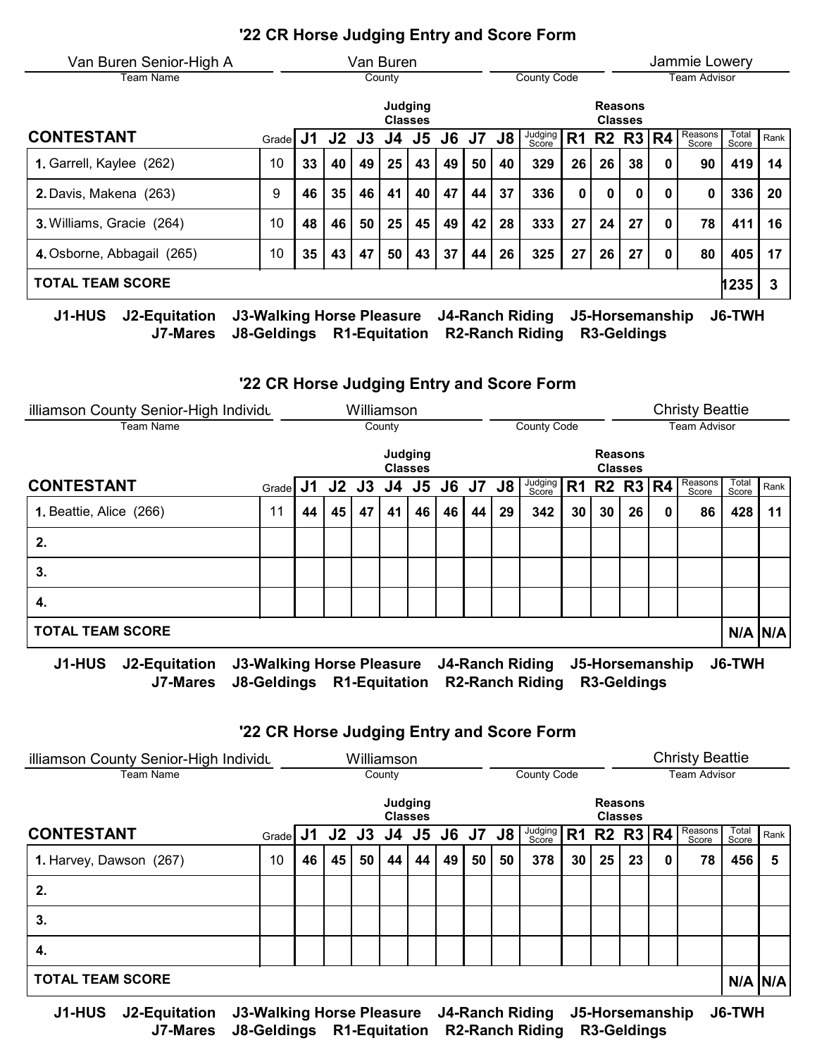## '22 CR Horse Judging Entry and Score Form

| Team Name | County | County Code | Team Advisor |
|---|---|---|---|
| Van Buren Senior-High A | Van Buren | | Jammie Lowery |

| CONTESTANT | Grade | J1 | J2 | J3 | J4 | J5 | J6 | J7 | J8 | Judging Score | R1 | R2 | R3 | R4 | Reasons Score | Total Score | Rank |
|---|---|---|---|---|---|---|---|---|---|---|---|---|---|---|---|---|---|
| 1. Garrell, Kaylee (262) | 10 | 33 | 40 | 49 | 25 | 43 | 49 | 50 | 40 | 329 | 26 | 26 | 38 | 0 | 90 | 419 | 14 |
| 2. Davis, Makena (263) | 9 | 46 | 35 | 46 | 41 | 40 | 47 | 44 | 37 | 336 | 0 | 0 | 0 | 0 | 0 | 336 | 20 |
| 3. Williams, Gracie (264) | 10 | 48 | 46 | 50 | 25 | 45 | 49 | 42 | 28 | 333 | 27 | 24 | 27 | 0 | 78 | 411 | 16 |
| 4. Osborne, Abbagail (265) | 10 | 35 | 43 | 47 | 50 | 43 | 37 | 44 | 26 | 325 | 27 | 26 | 27 | 0 | 80 | 405 | 17 |
| **TOTAL TEAM SCORE** | | | | | | | | | | | | | | | | 1235 | 3 |

**J1-HUS J2-Equitation J3-Walking Horse Pleasure J4-Ranch Riding J5-Horsemanship J6-TWH J7-Mares J8-Geldings R1-Equitation R2-Ranch Riding R3-Geldings**

## '22 CR Horse Judging Entry and Score Form

| Team Name | County | County Code | Team Advisor |
|---|---|---|---|
| illiamson County Senior-High Individu | Williamson | | Christy Beattie |

| CONTESTANT | Grade | J1 | J2 | J3 | J4 | J5 | J6 | J7 | J8 | Judging Score | R1 | R2 | R3 | R4 | Reasons Score | Total Score | Rank |
|---|---|---|---|---|---|---|---|---|---|---|---|---|---|---|---|---|---|
| 1. Beattie, Alice (266) | 11 | 44 | 45 | 47 | 41 | 46 | 46 | 44 | 29 | 342 | 30 | 30 | 26 | 0 | 86 | 428 | 11 |
| 2. | | | | | | | | | | | | | | | | | |
| 3. | | | | | | | | | | | | | | | | | |
| 4. | | | | | | | | | | | | | | | | | |
| **TOTAL TEAM SCORE** | | | | | | | | | | | | | | | | N/A | N/A |

**J1-HUS J2-Equitation J3-Walking Horse Pleasure J4-Ranch Riding J5-Horsemanship J6-TWH J7-Mares J8-Geldings R1-Equitation R2-Ranch Riding R3-Geldings**

## '22 CR Horse Judging Entry and Score Form

| Team Name | County | County Code | Team Advisor |
|---|---|---|---|
| illiamson County Senior-High Individu | Williamson | | Christy Beattie |

| CONTESTANT | Grade | J1 | J2 | J3 | J4 | J5 | J6 | J7 | J8 | Judging Score | R1 | R2 | R3 | R4 | Reasons Score | Total Score | Rank |
|---|---|---|---|---|---|---|---|---|---|---|---|---|---|---|---|---|---|
| 1. Harvey, Dawson (267) | 10 | 46 | 45 | 50 | 44 | 44 | 49 | 50 | 50 | 378 | 30 | 25 | 23 | 0 | 78 | 456 | 5 |
| 2. | | | | | | | | | | | | | | | | | |
| 3. | | | | | | | | | | | | | | | | | |
| 4. | | | | | | | | | | | | | | | | | |
| **TOTAL TEAM SCORE** | | | | | | | | | | | | | | | | N/A | N/A |

**J1-HUS J2-Equitation J3-Walking Horse Pleasure J4-Ranch Riding J5-Horsemanship J6-TWH J7-Mares J8-Geldings R1-Equitation R2-Ranch Riding R3-Geldings**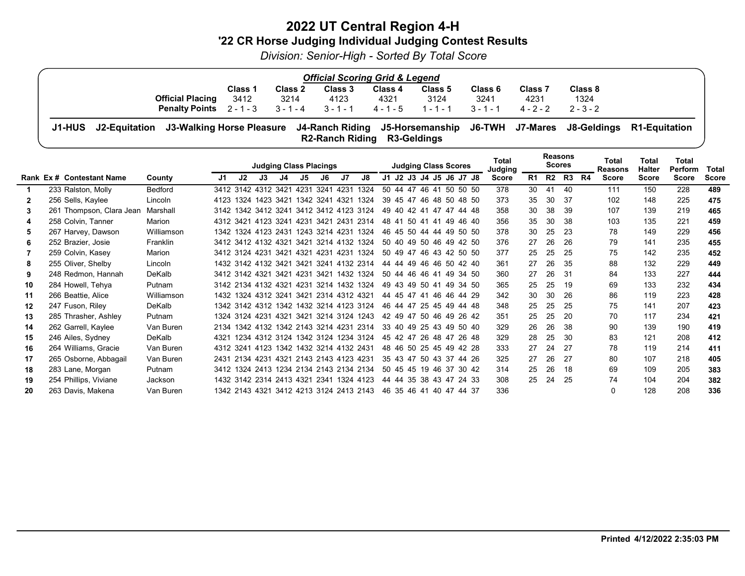# 2022 UT Central Region 4-H

## '22 CR Horse Judging Individual Judging Contest Results

*Division: Senior-High - Sorted By Total Score*

***Official Scoring Grid & Legend***

| | Class 1 | Class 2 | Class 3 | Class 4 | Class 5 | Class 6 | Class 7 | Class 8 |
|---|---|---|---|---|---|---|---|---|
| **Official Placing** | 3412 | 3214 | 4123 | 4321 | 3124 | 3241 | 4231 | 1324 |
| **Penalty Points** | 2 - 1 - 3 | 3 - 1 - 4 | 3 - 1 - 1 | 4 - 1 - 5 | 1 - 1 - 1 | 3 - 1 - 1 | 4 - 2 - 2 | 2 - 3 - 2 |

**J1-HUS J2-Equitation J3-Walking Horse Pleasure J4-Ranch Riding J5-Horsemanship J6-TWH J7-Mares J8-Geldings R1-Equitation R2-Ranch Riding R3-Geldings**

| | | | | Judging Class Placings | | | | | | | | Judging Class Scores | | | | | | | | Total Judging | Reasons Scores | | | | Total Reasons | Total Halter | Total Perform | Total |
|---|---|---|---|---|---|---|---|---|---|---|---|---|---|---|---|---|---|---|---|---|---|---|---|---|---|---|---|---|
| **Rank** | **Ex #** | **Contestant Name** | **County** | **J1** | **J2** | **J3** | **J4** | **J5** | **J6** | **J7** | **J8** | **J1** | **J2** | **J3** | **J4** | **J5** | **J6** | **J7** | **J8** | **Score** | **R1** | **R2** | **R3** | **R4** | **Score** | **Score** | **Score** | **Score** |
| **1** | 233 | Ralston, Molly | Bedford | 3412 | 3142 | 4312 | 3421 | 4231 | 3241 | 4231 | 1324 | 50 | 44 | 47 | 46 | 41 | 50 | 50 | 50 | 378 | 30 | 41 | 40 | | 111 | 150 | 228 | **489** |
| **2** | 256 | Sells, Kaylee | Lincoln | 4123 | 1324 | 1423 | 3421 | 1342 | 3241 | 4321 | 1324 | 39 | 45 | 47 | 46 | 48 | 50 | 48 | 50 | 373 | 35 | 30 | 37 | | 102 | 148 | 225 | **475** |
| **3** | 261 | Thompson, Clara Jean | Marshall | 3142 | 1342 | 3412 | 3241 | 3412 | 3412 | 4123 | 3124 | 49 | 40 | 42 | 41 | 47 | 47 | 44 | 48 | 358 | 30 | 38 | 39 | | 107 | 139 | 219 | **465** |
| **4** | 258 | Colvin, Tanner | Marion | 4312 | 3421 | 4123 | 3241 | 4231 | 3421 | 2431 | 2314 | 48 | 41 | 50 | 41 | 41 | 49 | 46 | 40 | 356 | 35 | 30 | 38 | | 103 | 135 | 221 | **459** |
| **5** | 267 | Harvey, Dawson | Williamson | 1342 | 1324 | 4123 | 2431 | 1243 | 3214 | 4231 | 1324 | 46 | 45 | 50 | 44 | 44 | 49 | 50 | 50 | 378 | 30 | 25 | 23 | | 78 | 149 | 229 | **456** |
| **6** | 252 | Brazier, Josie | Franklin | 3412 | 3412 | 4132 | 4321 | 3421 | 3214 | 4132 | 1324 | 50 | 40 | 49 | 50 | 46 | 49 | 42 | 50 | 376 | 27 | 26 | 26 | | 79 | 141 | 235 | **455** |
| **7** | 259 | Colvin, Kasey | Marion | 3412 | 3124 | 4231 | 3421 | 4321 | 4231 | 4231 | 1324 | 50 | 49 | 47 | 46 | 43 | 42 | 50 | 50 | 377 | 25 | 25 | 25 | | 75 | 142 | 235 | **452** |
| **8** | 255 | Oliver, Shelby | Lincoln | 1432 | 3142 | 4132 | 3421 | 3421 | 3241 | 4132 | 2314 | 44 | 44 | 49 | 46 | 46 | 50 | 42 | 40 | 361 | 27 | 26 | 35 | | 88 | 132 | 229 | **449** |
| **9** | 248 | Redmon, Hannah | DeKalb | 3412 | 3142 | 4321 | 3421 | 4231 | 3421 | 1432 | 1324 | 50 | 44 | 46 | 46 | 41 | 49 | 34 | 50 | 360 | 27 | 26 | 31 | | 84 | 133 | 227 | **444** |
| **10** | 284 | Howell, Tehya | Putnam | 3142 | 2134 | 4132 | 4321 | 4231 | 3214 | 1432 | 1324 | 49 | 43 | 49 | 50 | 41 | 49 | 34 | 50 | 365 | 25 | 25 | 19 | | 69 | 133 | 232 | **434** |
| **11** | 266 | Beattie, Alice | Williamson | 1432 | 1324 | 4312 | 3241 | 3421 | 2314 | 4312 | 4321 | 44 | 45 | 47 | 41 | 46 | 46 | 44 | 29 | 342 | 30 | 30 | 26 | | 86 | 119 | 223 | **428** |
| **12** | 247 | Fuson, Riley | DeKalb | 1342 | 3142 | 4312 | 1342 | 1432 | 3214 | 4123 | 3124 | 46 | 44 | 47 | 25 | 45 | 49 | 44 | 48 | 348 | 25 | 25 | 25 | | 75 | 141 | 207 | **423** |
| **13** | 285 | Thrasher, Ashley | Putnam | 1324 | 3124 | 4231 | 4321 | 3421 | 3214 | 3124 | 1243 | 42 | 49 | 47 | 50 | 46 | 49 | 26 | 42 | 351 | 25 | 25 | 20 | | 70 | 117 | 234 | **421** |
| **14** | 262 | Garrell, Kaylee | Van Buren | 2134 | 1342 | 4132 | 1342 | 2143 | 3214 | 4231 | 2314 | 33 | 40 | 49 | 25 | 43 | 49 | 50 | 40 | 329 | 26 | 26 | 38 | | 90 | 139 | 190 | **419** |
| **15** | 246 | Ailes, Sydney | DeKalb | 4321 | 1234 | 4312 | 3124 | 1342 | 3124 | 1234 | 3124 | 45 | 42 | 47 | 26 | 48 | 47 | 26 | 48 | 329 | 28 | 25 | 30 | | 83 | 121 | 208 | **412** |
| **16** | 264 | Williams, Gracie | Van Buren | 4312 | 3241 | 4123 | 1342 | 1432 | 3214 | 4132 | 2431 | 48 | 46 | 50 | 25 | 45 | 49 | 42 | 28 | 333 | 27 | 24 | 27 | | 78 | 119 | 214 | **411** |
| **17** | 265 | Osborne, Abbagail | Van Buren | 2431 | 2134 | 4231 | 4321 | 2143 | 2143 | 4123 | 4231 | 35 | 43 | 47 | 50 | 43 | 37 | 44 | 26 | 325 | 27 | 26 | 27 | | 80 | 107 | 218 | **405** |
| **18** | 283 | Lane, Morgan | Putnam | 3412 | 1324 | 2413 | 1234 | 2134 | 2143 | 2134 | 2134 | 50 | 45 | 45 | 19 | 46 | 37 | 30 | 42 | 314 | 25 | 26 | 18 | | 69 | 109 | 205 | **383** |
| **19** | 254 | Phillips, Viviane | Jackson | 1432 | 3142 | 2314 | 2413 | 4321 | 2341 | 1324 | 4123 | 44 | 44 | 35 | 38 | 43 | 47 | 24 | 33 | 308 | 25 | 24 | 25 | | 74 | 104 | 204 | **382** |
| **20** | 263 | Davis, Makena | Van Buren | 1342 | 2143 | 4321 | 3412 | 4213 | 3124 | 2413 | 2143 | 46 | 35 | 46 | 41 | 40 | 47 | 44 | 37 | 336 | | | | | 0 | 128 | 208 | **336** |

**Printed 4/12/2022 2:35:03 PM**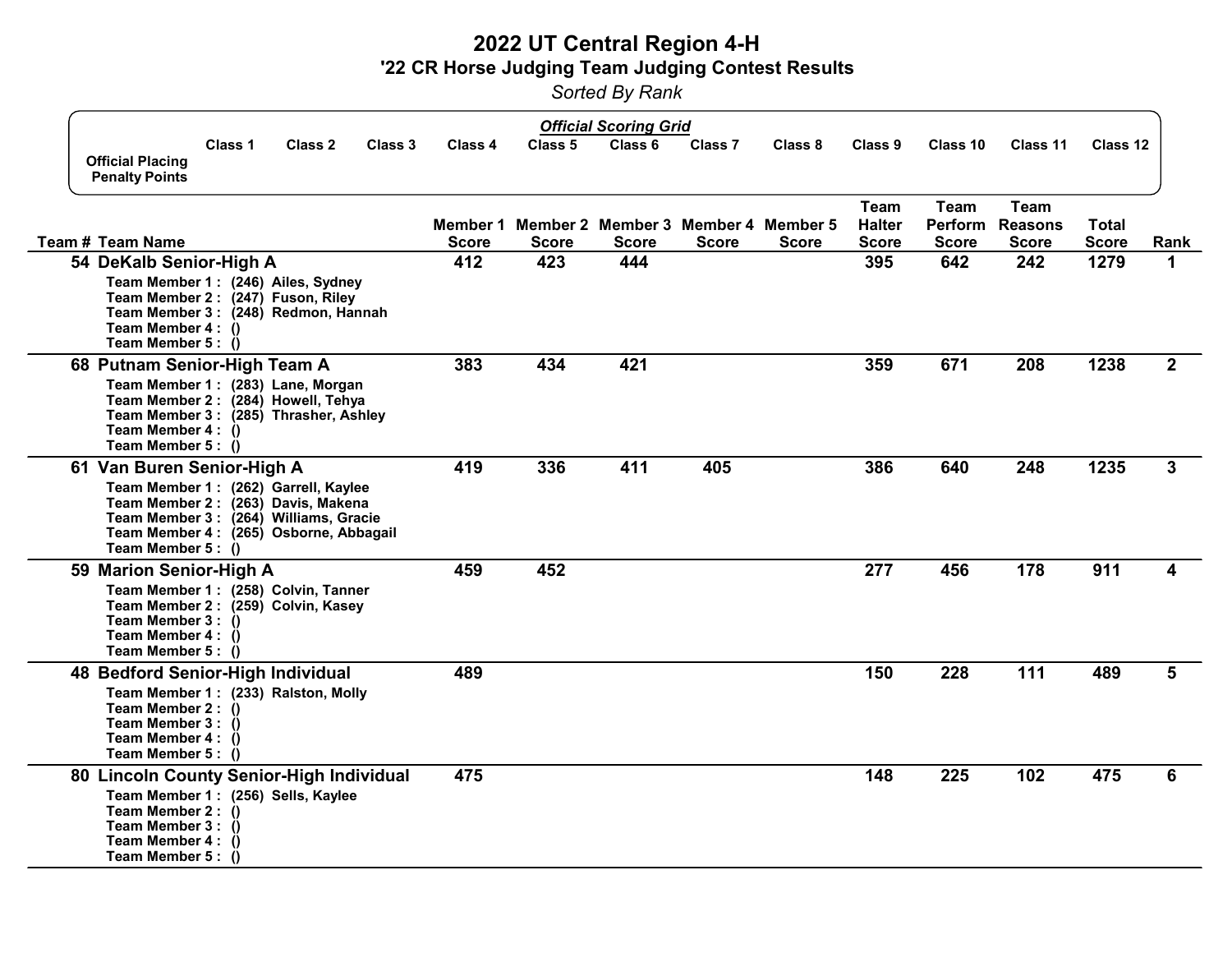# 2022 UT Central Region 4-H

## '22 CR Horse Judging Team Judging Contest Results

*Sorted By Rank*

***Official Scoring Grid***

| | Class 1 | Class 2 | Class 3 | Class 4 | Class 5 | Class 6 | Class 7 | Class 8 | Class 9 | Class 10 | Class 11 | Class 12 |
|---|---|---|---|---|---|---|---|---|---|---|---|---|
| Official Placing | | | | | | | | | | | | |
| Penalty Points | | | | | | | | | | | | |

| Team # | Team Name | Member 1 Score | Member 2 Score | Member 3 Score | Member 4 Score | Member 5 Score | Team Halter Score | Team Perform Score | Team Reasons Score | Total Score | Rank |
|---|---|---|---|---|---|---|---|---|---|---|---|
| 54 | **DeKalb Senior-High A** | 412 | 423 | 444 | | | 395 | 642 | 242 | 1279 | 1 |
| | Team Member 1 : (246) Ailes, Sydney<br>Team Member 2 : (247) Fuson, Riley<br>Team Member 3 : (248) Redmon, Hannah<br>Team Member 4 : ()<br>Team Member 5 : () | | | | | | | | | | |
| 68 | **Putnam Senior-High Team A** | 383 | 434 | 421 | | | 359 | 671 | 208 | 1238 | 2 |
| | Team Member 1 : (283) Lane, Morgan<br>Team Member 2 : (284) Howell, Tehya<br>Team Member 3 : (285) Thrasher, Ashley<br>Team Member 4 : ()<br>Team Member 5 : () | | | | | | | | | | |
| 61 | **Van Buren Senior-High A** | 419 | 336 | 411 | 405 | | 386 | 640 | 248 | 1235 | 3 |
| | Team Member 1 : (262) Garrell, Kaylee<br>Team Member 2 : (263) Davis, Makena<br>Team Member 3 : (264) Williams, Gracie<br>Team Member 4 : (265) Osborne, Abbagail<br>Team Member 5 : () | | | | | | | | | | |
| 59 | **Marion Senior-High A** | 459 | 452 | | | | 277 | 456 | 178 | 911 | 4 |
| | Team Member 1 : (258) Colvin, Tanner<br>Team Member 2 : (259) Colvin, Kasey<br>Team Member 3 : ()<br>Team Member 4 : ()<br>Team Member 5 : () | | | | | | | | | | |
| 48 | **Bedford Senior-High Individual** | 489 | | | | | 150 | 228 | 111 | 489 | 5 |
| | Team Member 1 : (233) Ralston, Molly<br>Team Member 2 : ()<br>Team Member 3 : ()<br>Team Member 4 : ()<br>Team Member 5 : () | | | | | | | | | | |
| 80 | **Lincoln County Senior-High Individual** | 475 | | | | | 148 | 225 | 102 | 475 | 6 |
| | Team Member 1 : (256) Sells, Kaylee<br>Team Member 2 : ()<br>Team Member 3 : ()<br>Team Member 4 : ()<br>Team Member 5 : () | | | | | | | | | | |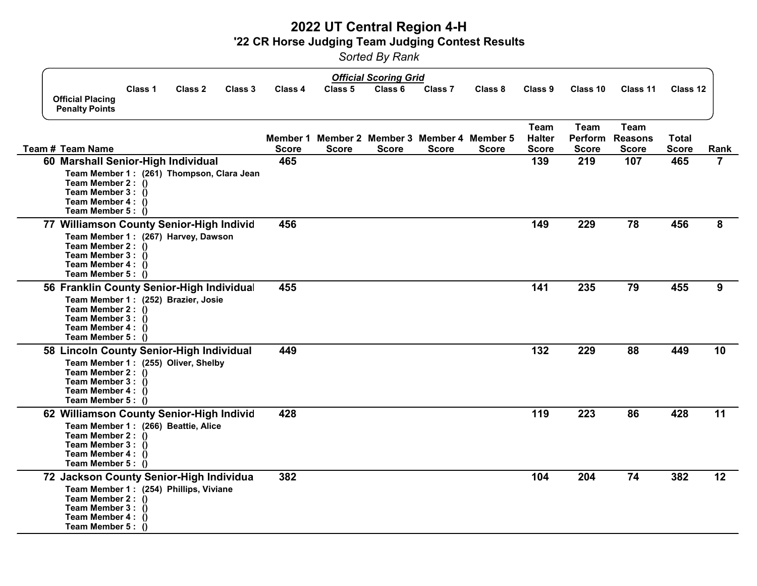# 2022 UT Central Region 4-H

## '22 CR Horse Judging Team Judging Contest Results

*Sorted By Rank*

***Official Scoring Grid***

| | Class 1 | Class 2 | Class 3 | Class 4 | Class 5 | Class 6 | Class 7 | Class 8 | Class 9 | Class 10 | Class 11 | Class 12 |
|---|---|---|---|---|---|---|---|---|---|---|---|---|
| Official Placing | | | | | | | | | | | | |
| Penalty Points | | | | | | | | | | | | |

| Team # | Team Name | Member 1 Score | Member 2 Score | Member 3 Score | Member 4 Score | Member 5 Score | Team Halter Score | Team Perform Score | Team Reasons Score | Total Score | Rank |
|---|---|---|---|---|---|---|---|---|---|---|---|
| 60 | Marshall Senior-High Individual | 465 | | | | | 139 | 219 | 107 | 465 | 7 |
| | Team Member 1 : (261) Thompson, Clara Jean<br>Team Member 2 : ()<br>Team Member 3 : ()<br>Team Member 4 : ()<br>Team Member 5 : () | | | | | | | | | | |
| 77 | Williamson County Senior-High Individ | 456 | | | | | 149 | 229 | 78 | 456 | 8 |
| | Team Member 1 : (267) Harvey, Dawson<br>Team Member 2 : ()<br>Team Member 3 : ()<br>Team Member 4 : ()<br>Team Member 5 : () | | | | | | | | | | |
| 56 | Franklin County Senior-High Individual | 455 | | | | | 141 | 235 | 79 | 455 | 9 |
| | Team Member 1 : (252) Brazier, Josie<br>Team Member 2 : ()<br>Team Member 3 : ()<br>Team Member 4 : ()<br>Team Member 5 : () | | | | | | | | | | |
| 58 | Lincoln County Senior-High Individual | 449 | | | | | 132 | 229 | 88 | 449 | 10 |
| | Team Member 1 : (255) Oliver, Shelby<br>Team Member 2 : ()<br>Team Member 3 : ()<br>Team Member 4 : ()<br>Team Member 5 : () | | | | | | | | | | |
| 62 | Williamson County Senior-High Individ | 428 | | | | | 119 | 223 | 86 | 428 | 11 |
| | Team Member 1 : (266) Beattie, Alice<br>Team Member 2 : ()<br>Team Member 3 : ()<br>Team Member 4 : ()<br>Team Member 5 : () | | | | | | | | | | |
| 72 | Jackson County Senior-High Individua | 382 | | | | | 104 | 204 | 74 | 382 | 12 |
| | Team Member 1 : (254) Phillips, Viviane<br>Team Member 2 : ()<br>Team Member 3 : ()<br>Team Member 4 : ()<br>Team Member 5 : () | | | | | | | | | | |